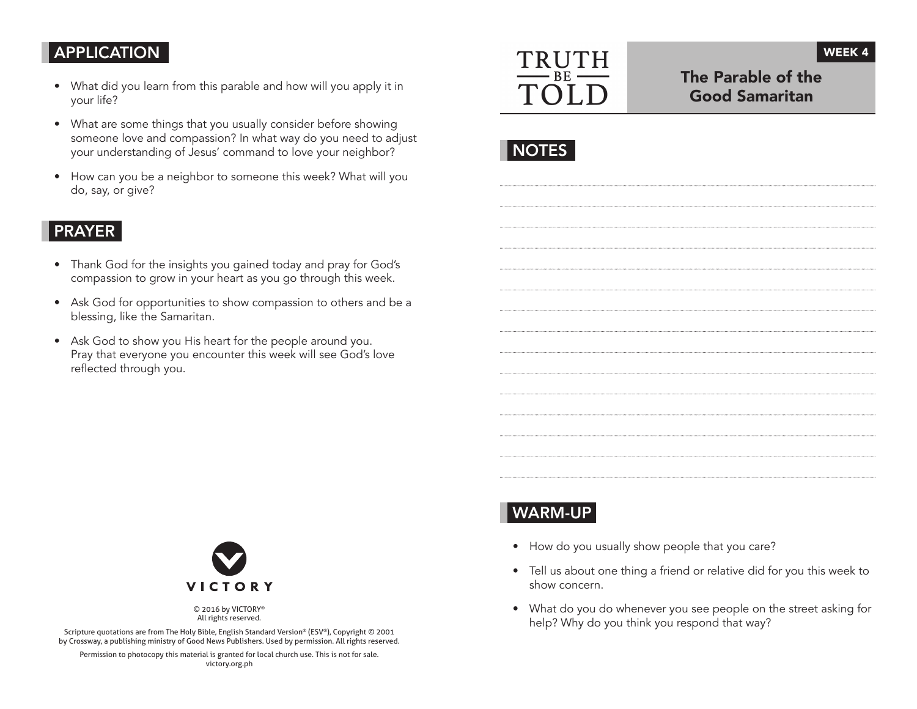## APPLICATION

- What did you learn from this parable and how will you apply it in your life?
- What are some things that you usually consider before showing someone love and compassion? In what way do you need to adjust your understanding of Jesus' command to love your neighbor?
- How can you be a neighbor to someone this week? What will you do, say, or give?

## PRAYER

- Thank God for the insights you gained today and pray for God's compassion to grow in your heart as you go through this week.
- Ask God for opportunities to show compassion to others and be a blessing, like the Samaritan.
- Ask God to show you His heart for the people around you. Pray that everyone you encounter this week will see God's love reflected through you.

VICTORY

© 2016 by VICTORY®
All rights reserved.

Scripture quotations are from The Holy Bible, English Standard Version® (ESV®), Copyright © 2001 by Crossway, a publishing ministry of Good News Publishers. Used by permission. All rights reserved.

Permission to photocopy this material is granted for local church use. This is not for sale.
victory.org.ph

# TRUTH BE TOLD

**WEEK 4**

# The Parable of the Good Samaritan

## NOTES

## WARM-UP

- How do you usually show people that you care?
- Tell us about one thing a friend or relative did for you this week to show concern.
- What do you do whenever you see people on the street asking for help? Why do you think you respond that way?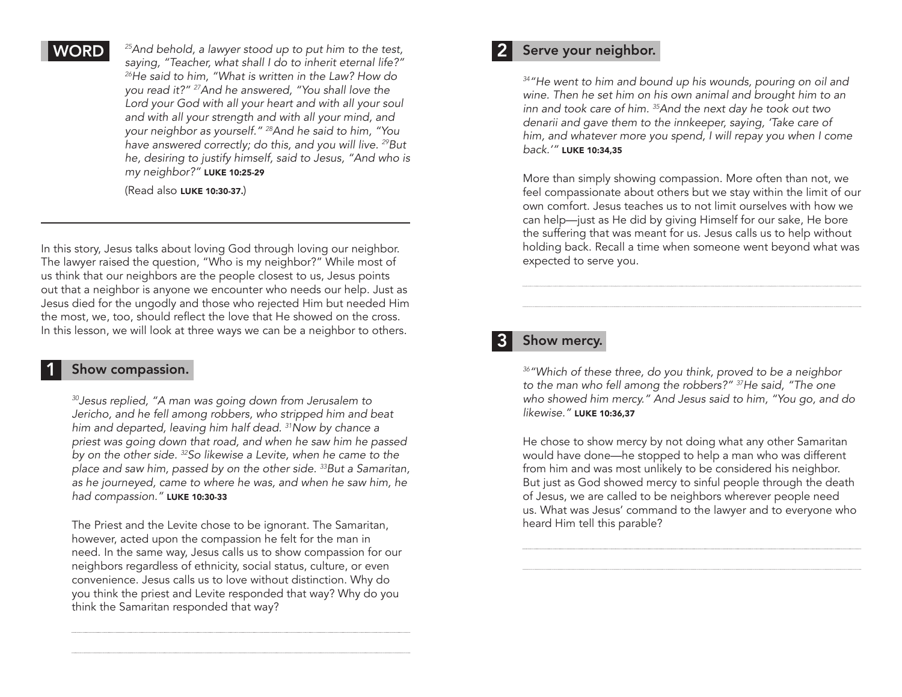## WORD

*[25]And behold, a lawyer stood up to put him to the test, saying, "Teacher, what shall I do to inherit eternal life?" [26]He said to him, "What is written in the Law? How do you read it?" [27]And he answered, "You shall love the Lord your God with all your heart and with all your soul and with all your strength and with all your mind, and your neighbor as yourself." [28]And he said to him, "You have answered correctly; do this, and you will live. [29]But he, desiring to justify himself, said to Jesus, "And who is my neighbor?"* **LUKE 10:25-29**

(Read also **LUKE 10:30-37.**)

---

In this story, Jesus talks about loving God through loving our neighbor. The lawyer raised the question, "Who is my neighbor?" While most of us think that our neighbors are the people closest to us, Jesus points out that a neighbor is anyone we encounter who needs our help. Just as Jesus died for the ungodly and those who rejected Him but needed Him the most, we, too, should reflect the love that He showed on the cross. In this lesson, we will look at three ways we can be a neighbor to others.

## 1 Show compassion.

*[30]Jesus replied, "A man was going down from Jerusalem to Jericho, and he fell among robbers, who stripped him and beat him and departed, leaving him half dead. [31]Now by chance a priest was going down that road, and when he saw him he passed by on the other side. [32]So likewise a Levite, when he came to the place and saw him, passed by on the other side. [33]But a Samaritan, as he journeyed, came to where he was, and when he saw him, he had compassion."* **LUKE 10:30-33**

The Priest and the Levite chose to be ignorant. The Samaritan, however, acted upon the compassion he felt for the man in need. In the same way, Jesus calls us to show compassion for our neighbors regardless of ethnicity, social status, culture, or even convenience. Jesus calls us to love without distinction. Why do you think the priest and Levite responded that way? Why do you think the Samaritan responded that way?

## 2 Serve your neighbor.

*[34]"He went to him and bound up his wounds, pouring on oil and wine. Then he set him on his own animal and brought him to an inn and took care of him. [35]And the next day he took out two denarii and gave them to the innkeeper, saying, 'Take care of him, and whatever more you spend, I will repay you when I come back.'"* **LUKE 10:34,35**

More than simply showing compassion. More often than not, we feel compassionate about others but we stay within the limit of our own comfort. Jesus teaches us to not limit ourselves with how we can help—just as He did by giving Himself for our sake, He bore the suffering that was meant for us. Jesus calls us to help without holding back. Recall a time when someone went beyond what was expected to serve you.

## 3 Show mercy.

*[36]"Which of these three, do you think, proved to be a neighbor to the man who fell among the robbers?" [37]He said, "The one who showed him mercy." And Jesus said to him, "You go, and do likewise."* **LUKE 10:36,37**

He chose to show mercy by not doing what any other Samaritan would have done—he stopped to help a man who was different from him and was most unlikely to be considered his neighbor. But just as God showed mercy to sinful people through the death of Jesus, we are called to be neighbors wherever people need us. What was Jesus' command to the lawyer and to everyone who heard Him tell this parable?